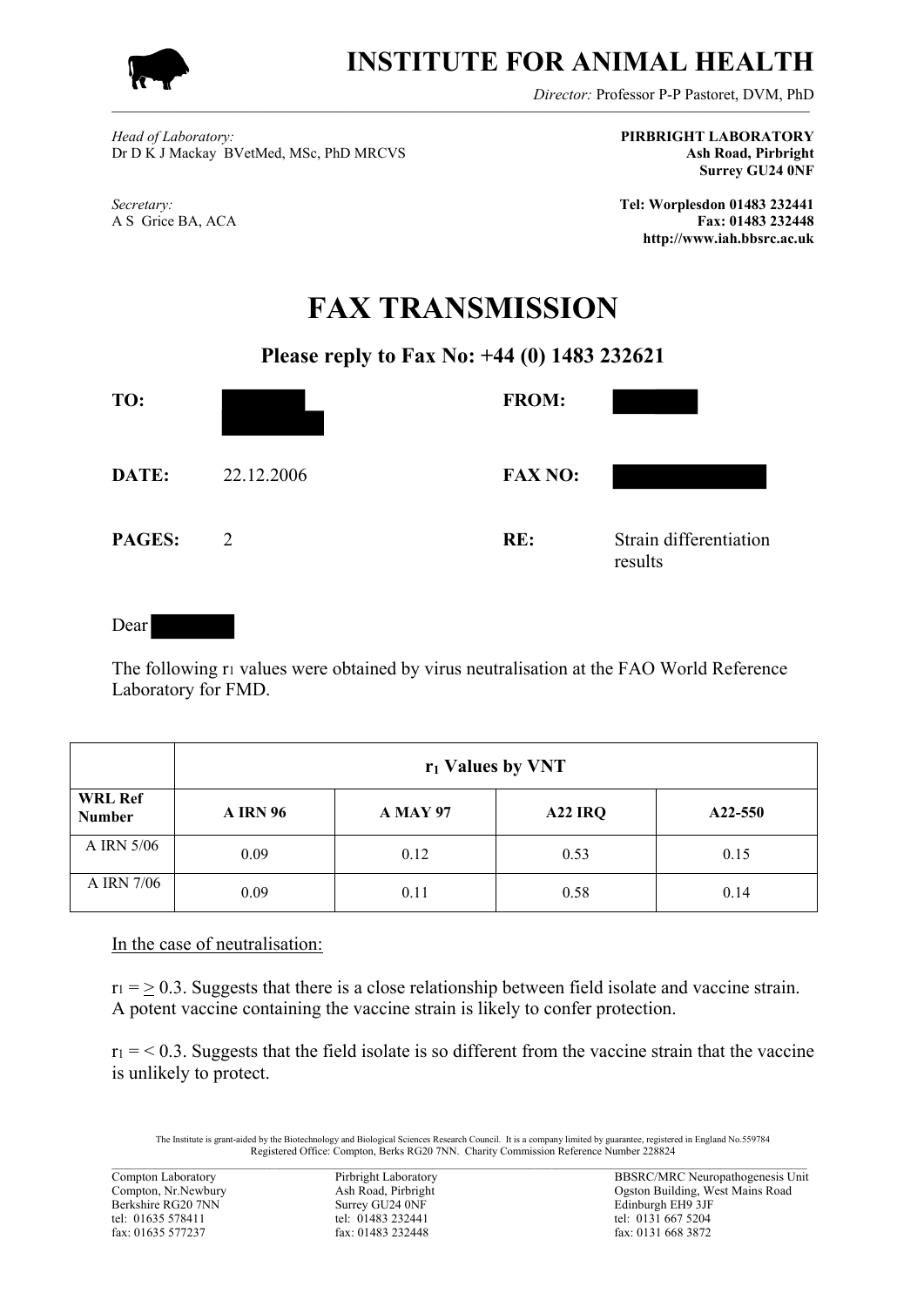# INSTITUTE FOR ANIMAL HEALTH

*Director:* Professor P-P Pastoret, DVM, PhD

*Head of Laboratory:*
Dr D K J Mackay BVetMed, MSc, PhD MRCVS

**PIRBRIGHT LABORATORY**
**Ash Road, Pirbright**
**Surrey GU24 0NF**

*Secretary:*
A S Grice BA, ACA

**Tel: Worplesdon 01483 232441**
**Fax: 01483 232448**
**http://www.iah.bbsrc.ac.uk**

# FAX TRANSMISSION

**Please reply to Fax No: +44 (0) 1483 232621**

**TO:** [redacted]

**FROM:** [redacted]

**DATE:** 22.12.2006

**FAX NO:** [redacted]

**PAGES:** 2

**RE:** Strain differentiation results

Dear [redacted]

The following $r_1$ values were obtained by virus neutralisation at the FAO World Reference Laboratory for FMD.

| | **$r_1$ Values by VNT** | | | |
|---|---|---|---|---|
| **WRL Ref Number** | **A IRN 96** | **A MAY 97** | **A22 IRQ** | **A22-550** |
| A IRN 5/06 | 0.09 | 0.12 | 0.53 | 0.15 |
| A IRN 7/06 | 0.09 | 0.11 | 0.58 | 0.14 |

In the case of neutralisation:

$r_1 = \geq 0.3$. Suggests that there is a close relationship between field isolate and vaccine strain. A potent vaccine containing the vaccine strain is likely to confer protection.

$r_1 = < 0.3$. Suggests that the field isolate is so different from the vaccine strain that the vaccine is unlikely to protect.

The Institute is grant-aided by the Biotechnology and Biological Sciences Research Council. It is a company limited by guarantee, registered in England No.559784
Registered Office: Compton, Berks RG20 7NN. Charity Commission Reference Number 228824

Compton Laboratory
Compton, Nr.Newbury
Berkshire RG20 7NN
tel: 01635 578411
fax: 01635 577237

Pirbright Laboratory
Ash Road, Pirbright
Surrey GU24 0NF
tel: 01483 232441
fax: 01483 232448

BBSRC/MRC Neuropathogenesis Unit
Ogston Building, West Mains Road
Edinburgh EH9 3JF
tel: 0131 667 5204
fax: 0131 668 3872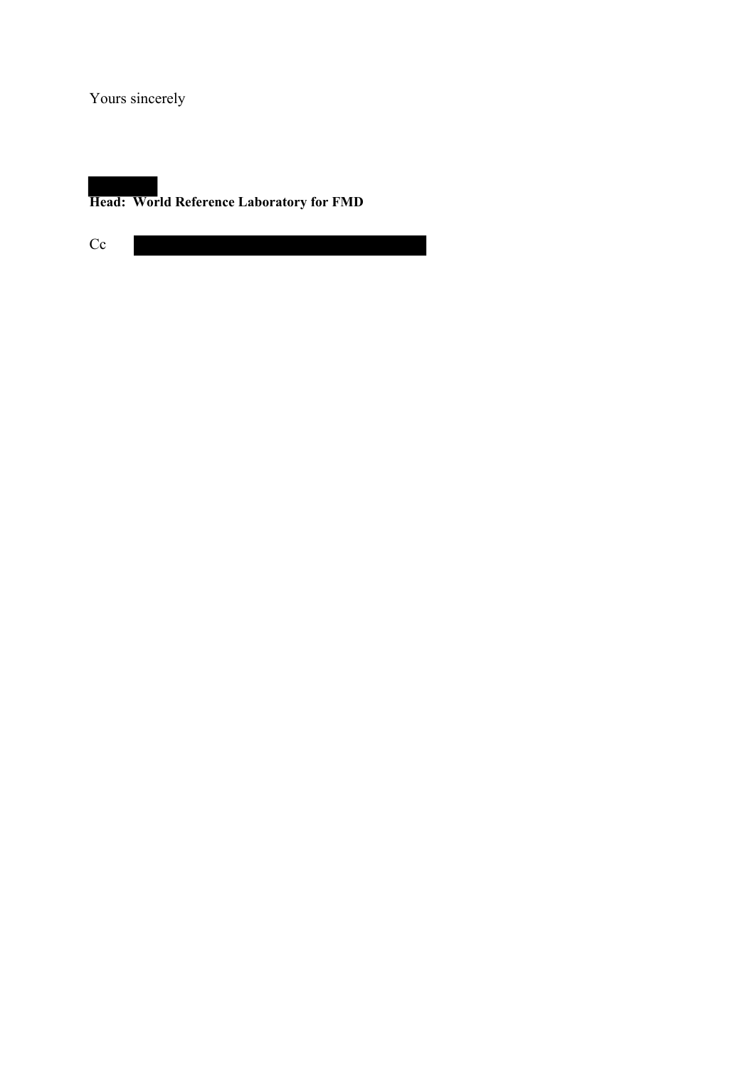Yours sincerely

**Head: World Reference Laboratory for FMD**

Cc